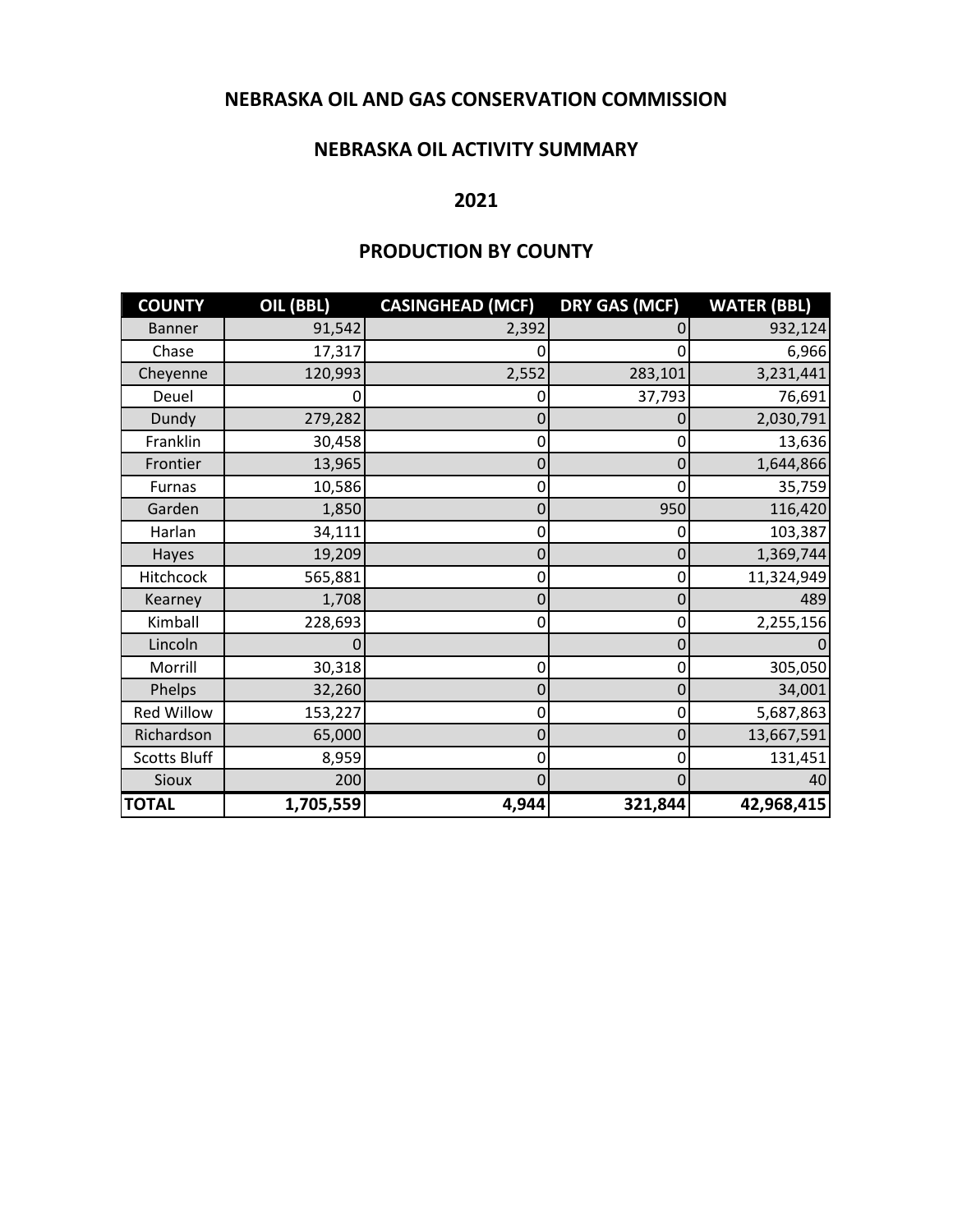# NEBRASKA OIL AND GAS CONSERVATION COMMISSION

## NEBRASKA OIL ACTIVITY SUMMARY

## 2021

## PRODUCTION BY COUNTY

| COUNTY | OIL (BBL) | CASINGHEAD (MCF) | DRY GAS (MCF) | WATER (BBL) |
|---|---|---|---|---|
| Banner | 91,542 | 2,392 | 0 | 932,124 |
| Chase | 17,317 | 0 | 0 | 6,966 |
| Cheyenne | 120,993 | 2,552 | 283,101 | 3,231,441 |
| Deuel | 0 | 0 | 37,793 | 76,691 |
| Dundy | 279,282 | 0 | 0 | 2,030,791 |
| Franklin | 30,458 | 0 | 0 | 13,636 |
| Frontier | 13,965 | 0 | 0 | 1,644,866 |
| Furnas | 10,586 | 0 | 0 | 35,759 |
| Garden | 1,850 | 0 | 950 | 116,420 |
| Harlan | 34,111 | 0 | 0 | 103,387 |
| Hayes | 19,209 | 0 | 0 | 1,369,744 |
| Hitchcock | 565,881 | 0 | 0 | 11,324,949 |
| Kearney | 1,708 | 0 | 0 | 489 |
| Kimball | 228,693 | 0 | 0 | 2,255,156 |
| Lincoln | 0 | | 0 | 0 |
| Morrill | 30,318 | 0 | 0 | 305,050 |
| Phelps | 32,260 | 0 | 0 | 34,001 |
| Red Willow | 153,227 | 0 | 0 | 5,687,863 |
| Richardson | 65,000 | 0 | 0 | 13,667,591 |
| Scotts Bluff | 8,959 | 0 | 0 | 131,451 |
| Sioux | 200 | 0 | 0 | 40 |
| **TOTAL** | **1,705,559** | **4,944** | **321,844** | **42,968,415** |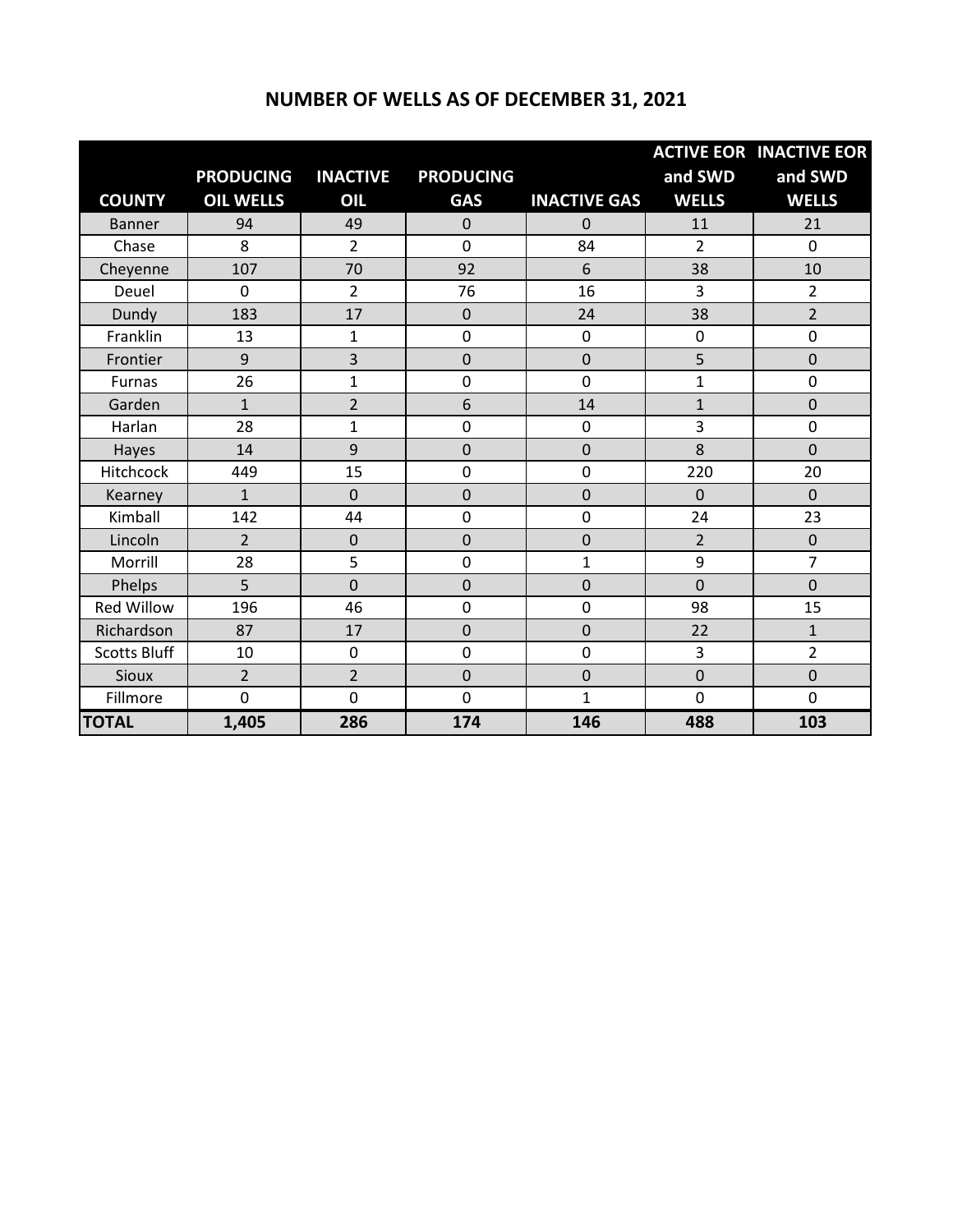# NUMBER OF WELLS AS OF DECEMBER 31, 2021

| COUNTY | PRODUCING OIL WELLS | INACTIVE OIL | PRODUCING GAS | INACTIVE GAS | ACTIVE EOR and SWD WELLS | INACTIVE EOR and SWD WELLS |
|---|---|---|---|---|---|---|
| Banner | 94 | 49 | 0 | 0 | 11 | 21 |
| Chase | 8 | 2 | 0 | 84 | 2 | 0 |
| Cheyenne | 107 | 70 | 92 | 6 | 38 | 10 |
| Deuel | 0 | 2 | 76 | 16 | 3 | 2 |
| Dundy | 183 | 17 | 0 | 24 | 38 | 2 |
| Franklin | 13 | 1 | 0 | 0 | 0 | 0 |
| Frontier | 9 | 3 | 0 | 0 | 5 | 0 |
| Furnas | 26 | 1 | 0 | 0 | 1 | 0 |
| Garden | 1 | 2 | 6 | 14 | 1 | 0 |
| Harlan | 28 | 1 | 0 | 0 | 3 | 0 |
| Hayes | 14 | 9 | 0 | 0 | 8 | 0 |
| Hitchcock | 449 | 15 | 0 | 0 | 220 | 20 |
| Kearney | 1 | 0 | 0 | 0 | 0 | 0 |
| Kimball | 142 | 44 | 0 | 0 | 24 | 23 |
| Lincoln | 2 | 0 | 0 | 0 | 2 | 0 |
| Morrill | 28 | 5 | 0 | 1 | 9 | 7 |
| Phelps | 5 | 0 | 0 | 0 | 0 | 0 |
| Red Willow | 196 | 46 | 0 | 0 | 98 | 15 |
| Richardson | 87 | 17 | 0 | 0 | 22 | 1 |
| Scotts Bluff | 10 | 0 | 0 | 0 | 3 | 2 |
| Sioux | 2 | 2 | 0 | 0 | 0 | 0 |
| Fillmore | 0 | 0 | 0 | 1 | 0 | 0 |
| **TOTAL** | **1,405** | **286** | **174** | **146** | **488** | **103** |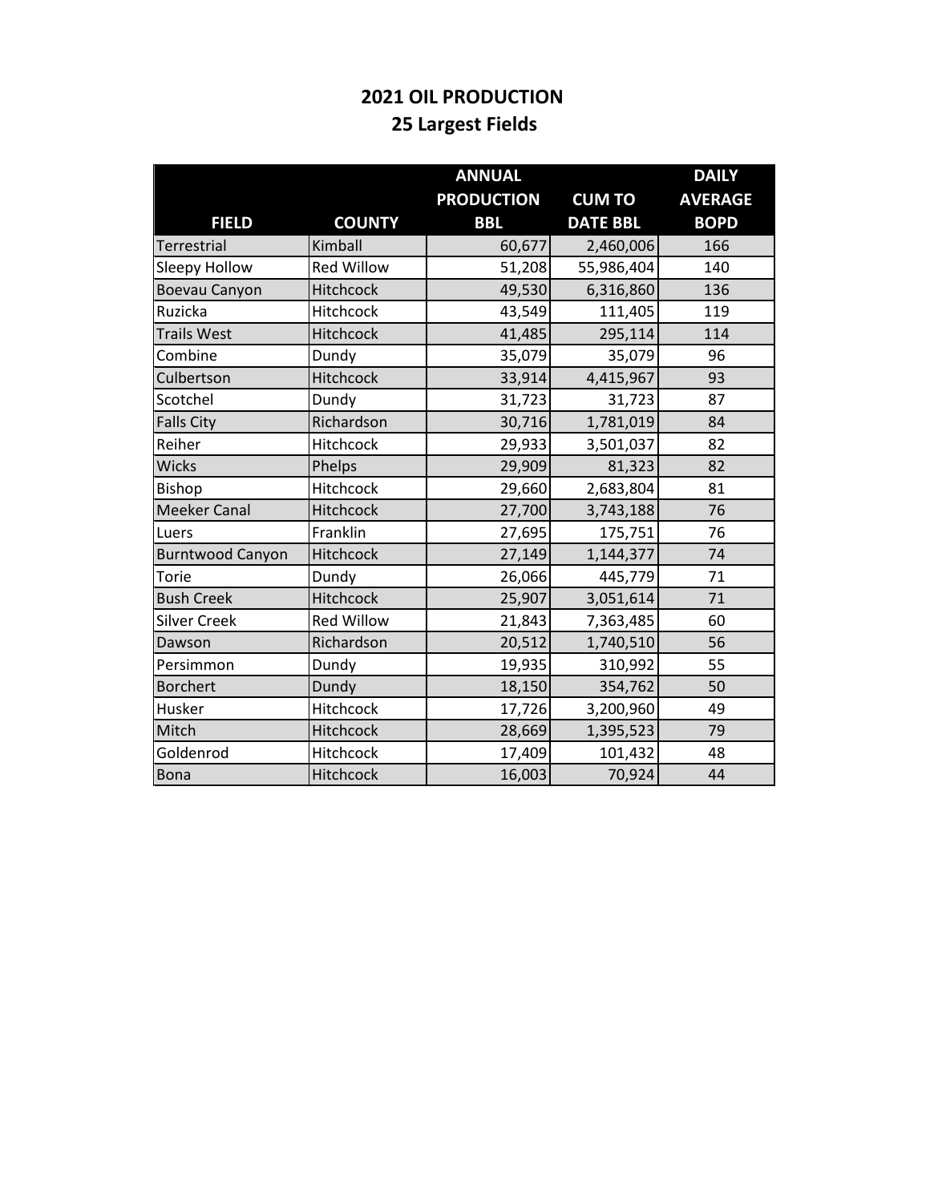## 2021 OIL PRODUCTION
## 25 Largest Fields

| FIELD | COUNTY | ANNUAL PRODUCTION BBL | CUM TO DATE BBL | DAILY AVERAGE BOPD |
|---|---|---|---|---|
| Terrestrial | Kimball | 60,677 | 2,460,006 | 166 |
| Sleepy Hollow | Red Willow | 51,208 | 55,986,404 | 140 |
| Boevau Canyon | Hitchcock | 49,530 | 6,316,860 | 136 |
| Ruzicka | Hitchcock | 43,549 | 111,405 | 119 |
| Trails West | Hitchcock | 41,485 | 295,114 | 114 |
| Combine | Dundy | 35,079 | 35,079 | 96 |
| Culbertson | Hitchcock | 33,914 | 4,415,967 | 93 |
| Scotchel | Dundy | 31,723 | 31,723 | 87 |
| Falls City | Richardson | 30,716 | 1,781,019 | 84 |
| Reiher | Hitchcock | 29,933 | 3,501,037 | 82 |
| Wicks | Phelps | 29,909 | 81,323 | 82 |
| Bishop | Hitchcock | 29,660 | 2,683,804 | 81 |
| Meeker Canal | Hitchcock | 27,700 | 3,743,188 | 76 |
| Luers | Franklin | 27,695 | 175,751 | 76 |
| Burntwood Canyon | Hitchcock | 27,149 | 1,144,377 | 74 |
| Torie | Dundy | 26,066 | 445,779 | 71 |
| Bush Creek | Hitchcock | 25,907 | 3,051,614 | 71 |
| Silver Creek | Red Willow | 21,843 | 7,363,485 | 60 |
| Dawson | Richardson | 20,512 | 1,740,510 | 56 |
| Persimmon | Dundy | 19,935 | 310,992 | 55 |
| Borchert | Dundy | 18,150 | 354,762 | 50 |
| Husker | Hitchcock | 17,726 | 3,200,960 | 49 |
| Mitch | Hitchcock | 28,669 | 1,395,523 | 79 |
| Goldenrod | Hitchcock | 17,409 | 101,432 | 48 |
| Bona | Hitchcock | 16,003 | 70,924 | 44 |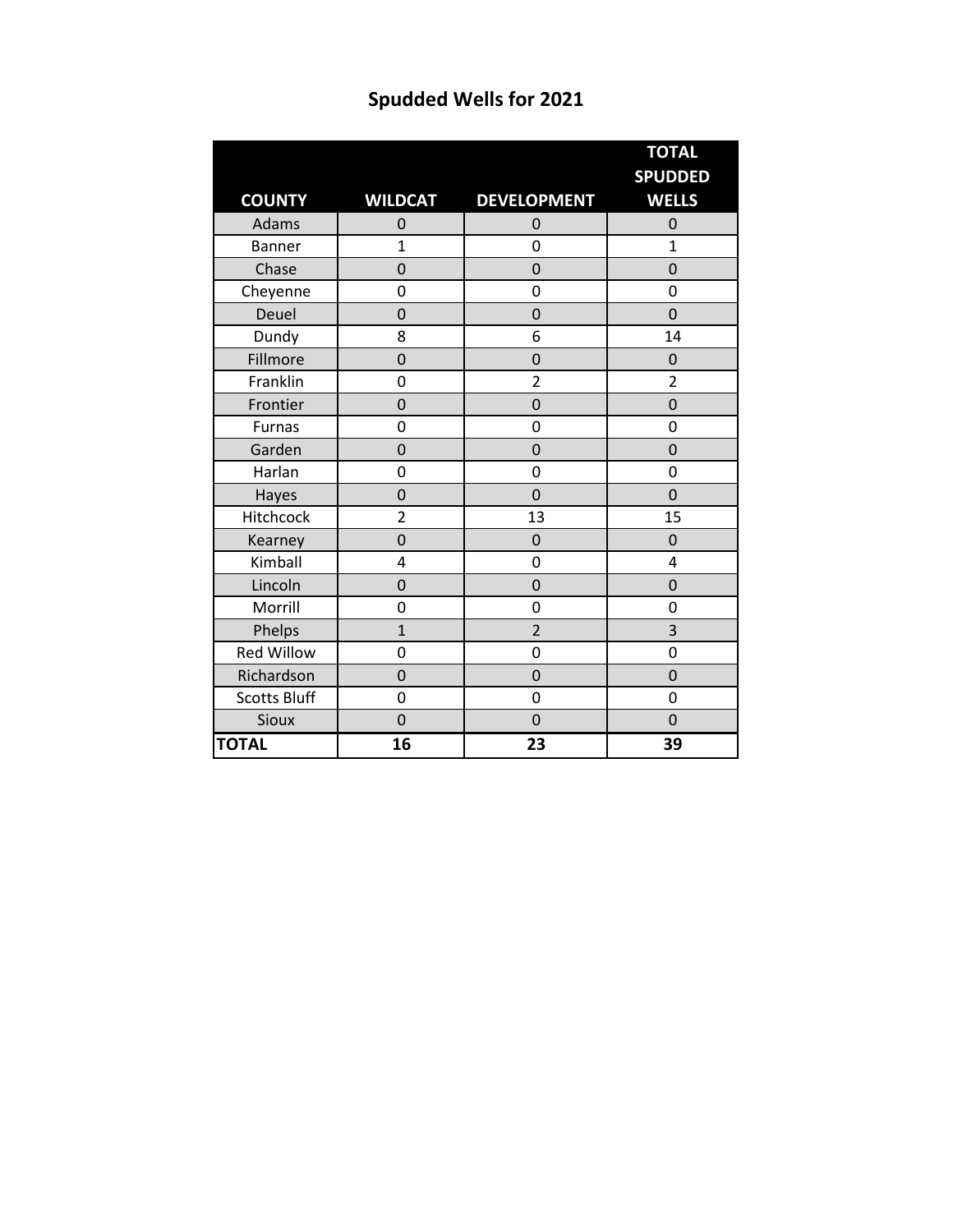# Spudded Wells for 2021

| COUNTY | WILDCAT | DEVELOPMENT | TOTAL SPUDDED WELLS |
|---|---|---|---|
| Adams | 0 | 0 | 0 |
| Banner | 1 | 0 | 1 |
| Chase | 0 | 0 | 0 |
| Cheyenne | 0 | 0 | 0 |
| Deuel | 0 | 0 | 0 |
| Dundy | 8 | 6 | 14 |
| Fillmore | 0 | 0 | 0 |
| Franklin | 0 | 2 | 2 |
| Frontier | 0 | 0 | 0 |
| Furnas | 0 | 0 | 0 |
| Garden | 0 | 0 | 0 |
| Harlan | 0 | 0 | 0 |
| Hayes | 0 | 0 | 0 |
| Hitchcock | 2 | 13 | 15 |
| Kearney | 0 | 0 | 0 |
| Kimball | 4 | 0 | 4 |
| Lincoln | 0 | 0 | 0 |
| Morrill | 0 | 0 | 0 |
| Phelps | 1 | 2 | 3 |
| Red Willow | 0 | 0 | 0 |
| Richardson | 0 | 0 | 0 |
| Scotts Bluff | 0 | 0 | 0 |
| Sioux | 0 | 0 | 0 |
| **TOTAL** | **16** | **23** | **39** |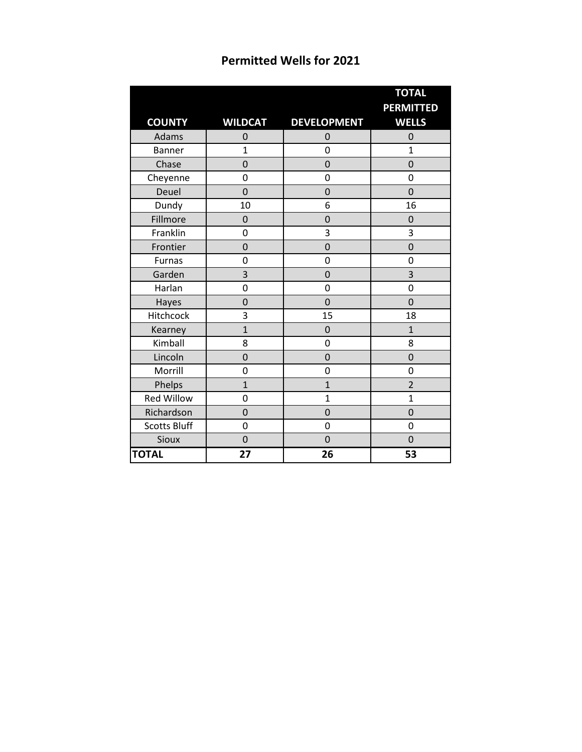# Permitted Wells for 2021

| COUNTY | WILDCAT | DEVELOPMENT | TOTAL PERMITTED WELLS |
|---|---|---|---|
| Adams | 0 | 0 | 0 |
| Banner | 1 | 0 | 1 |
| Chase | 0 | 0 | 0 |
| Cheyenne | 0 | 0 | 0 |
| Deuel | 0 | 0 | 0 |
| Dundy | 10 | 6 | 16 |
| Fillmore | 0 | 0 | 0 |
| Franklin | 0 | 3 | 3 |
| Frontier | 0 | 0 | 0 |
| Furnas | 0 | 0 | 0 |
| Garden | 3 | 0 | 3 |
| Harlan | 0 | 0 | 0 |
| Hayes | 0 | 0 | 0 |
| Hitchcock | 3 | 15 | 18 |
| Kearney | 1 | 0 | 1 |
| Kimball | 8 | 0 | 8 |
| Lincoln | 0 | 0 | 0 |
| Morrill | 0 | 0 | 0 |
| Phelps | 1 | 1 | 2 |
| Red Willow | 0 | 1 | 1 |
| Richardson | 0 | 0 | 0 |
| Scotts Bluff | 0 | 0 | 0 |
| Sioux | 0 | 0 | 0 |
| **TOTAL** | **27** | **26** | **53** |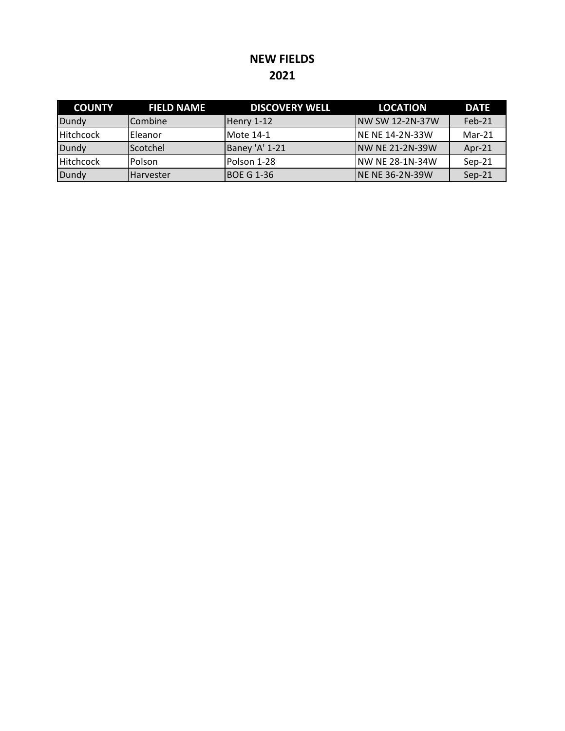# NEW FIELDS
## 2021

| COUNTY | FIELD NAME | DISCOVERY WELL | LOCATION | DATE |
|---|---|---|---|---|
| Dundy | Combine | Henry 1-12 | NW SW 12-2N-37W | Feb-21 |
| Hitchcock | Eleanor | Mote 14-1 | NE NE 14-2N-33W | Mar-21 |
| Dundy | Scotchel | Baney 'A' 1-21 | NW NE 21-2N-39W | Apr-21 |
| Hitchcock | Polson | Polson 1-28 | NW NE 28-1N-34W | Sep-21 |
| Dundy | Harvester | BOE G 1-36 | NE NE 36-2N-39W | Sep-21 |